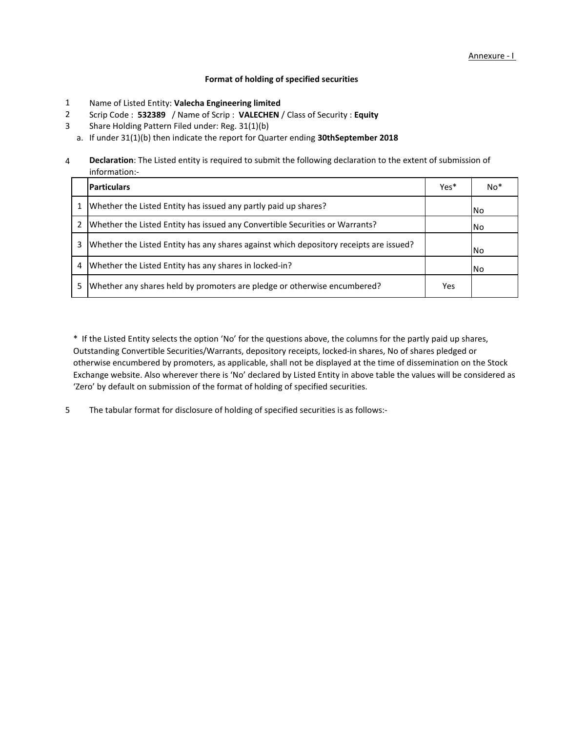Annexure - I

**Format of holding of specified securities**

1. Name of Listed Entity: **Valecha Engineering limited**
2. Scrip Code : **532389** / Name of Scrip : **VALECHEN** / Class of Security : **Equity**
3. Share Holding Pattern Filed under: Reg. 31(1)(b)
   a. If under 31(1)(b) then indicate the report for Quarter ending **30thSeptember 2018**
4. **Declaration**: The Listed entity is required to submit the following declaration to the extent of submission of information:-

| | Particulars | Yes* | No* |
|---|---|---|---|
| 1 | Whether the Listed Entity has issued any partly paid up shares? | | No |
| 2 | Whether the Listed Entity has issued any Convertible Securities or Warrants? | | No |
| 3 | Whether the Listed Entity has any shares against which depository receipts are issued? | | No |
| 4 | Whether the Listed Entity has any shares in locked-in? | | No |
| 5 | Whether any shares held by promoters are pledge or otherwise encumbered? | Yes | |

* If the Listed Entity selects the option 'No' for the questions above, the columns for the partly paid up shares, Outstanding Convertible Securities/Warrants, depository receipts, locked-in shares, No of shares pledged or otherwise encumbered by promoters, as applicable, shall not be displayed at the time of dissemination on the Stock Exchange website. Also wherever there is 'No' declared by Listed Entity in above table the values will be considered as 'Zero' by default on submission of the format of holding of specified securities.

5. The tabular format for disclosure of holding of specified securities is as follows:-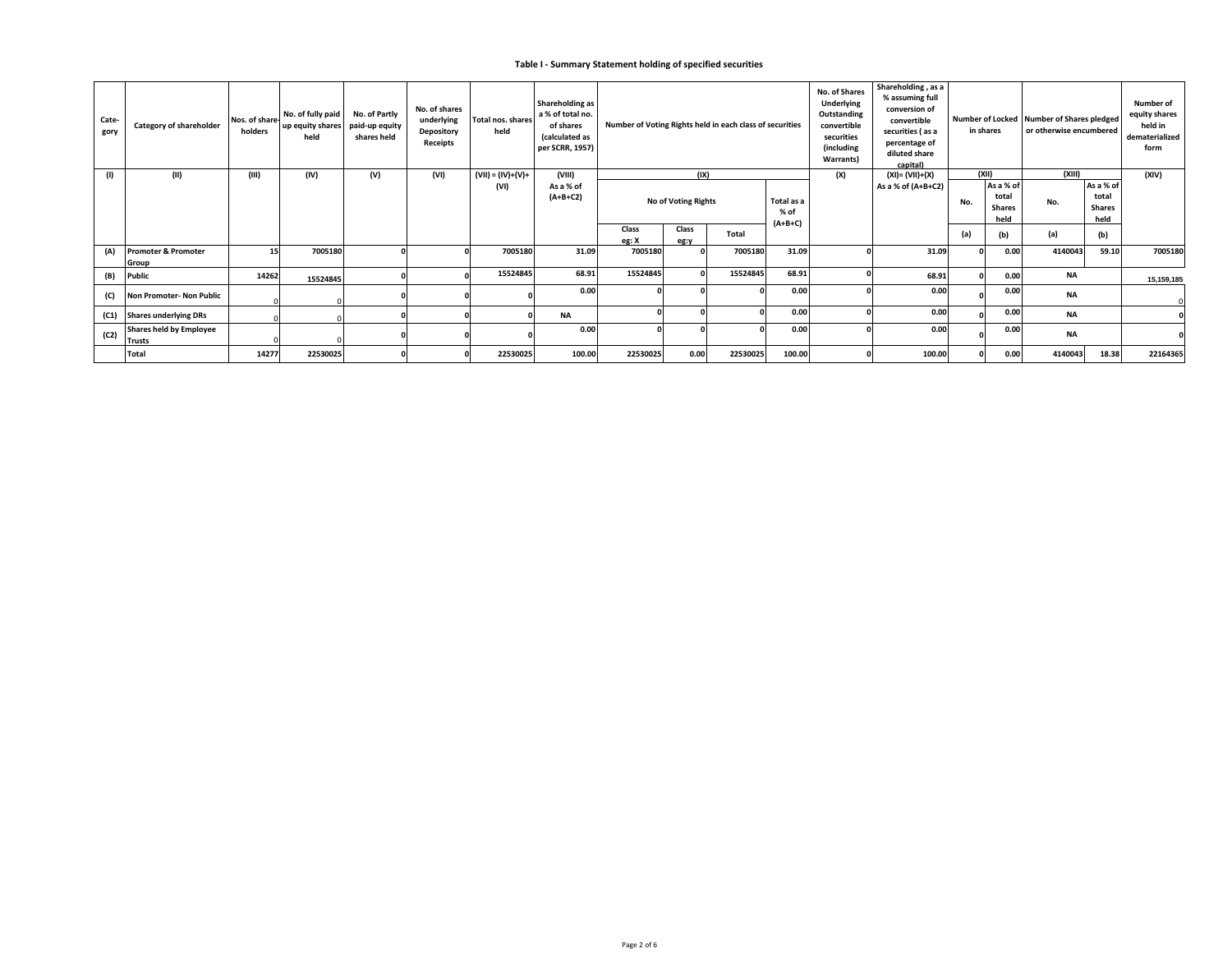### Table I - Summary Statement holding of specified securities

| Cate-gory | Category of shareholder | Nos. of share-holders | No. of fully paid up equity shares held | No. of Partly paid-up equity shares held | No. of shares underlying Depository Receipts | Total nos. shares held | Shareholding as a % of total no. of shares (calculated as per SCRR, 1957) | Number of Voting Rights held in each class of securities | | | | No. of Shares Underlying Outstanding convertible securities (including Warrants) | Shareholding , as a % assuming full conversion of convertible securities ( as a percentage of diluted share capital) | Number of Locked in shares | | Number of Shares pledged or otherwise encumbered | | Number of equity shares held in dematerialized form |
|---|---|---|---|---|---|---|---|---|---|---|---|---|---|---|---|---|---|---|
| (I) | (II) | (III) | (IV) | (V) | (VI) | (VII) = (IV)+(V)+ (VI) | (VIII) As a % of (A+B+C2) | (IX) | | | | (X) | (XI)= (VII)+(X) As a % of (A+B+C2) | (XII) | | (XIII) | | (XIV) |
| | | | | | | | | No of Voting Rights | | | Total as a % of (A+B+C) | | | No. | As a % of total Shares held | No. | As a % of total Shares held | |
| | | | | | | | | Class eg: X | Class eg:y | Total | | | | (a) | (b) | (a) | (b) | |
| (A) | Promoter & Promoter Group | 15 | 7005180 | 0 | 0 | 7005180 | 31.09 | 7005180 | 0 | 7005180 | 31.09 | 0 | 31.09 | 0 | 0.00 | 4140043 | 59.10 | 7005180 |
| (B) | Public | 14262 | 15524845 | 0 | 0 | 15524845 | 68.91 | 15524845 | 0 | 15524845 | 68.91 | 0 | 68.91 | 0 | 0.00 | NA | | 15,159,185 |
| (C) | Non Promoter- Non Public | 0 | 0 | 0 | 0 | 0 | 0.00 | 0 | 0 | 0 | 0.00 | 0 | 0.00 | 0 | 0.00 | NA | | 0 |
| (C1) | Shares underlying DRs | 0 | 0 | 0 | 0 | 0 | NA | 0 | 0 | 0 | 0.00 | 0 | 0.00 | 0 | 0.00 | NA | | 0 |
| (C2) | Shares held by Employee Trusts | 0 | 0 | 0 | 0 | 0 | 0.00 | 0 | 0 | 0 | 0.00 | 0 | 0.00 | 0 | 0.00 | NA | | 0 |
| | Total | 14277 | 22530025 | 0 | 0 | 22530025 | 100.00 | 22530025 | 0.00 | 22530025 | 100.00 | 0 | 100.00 | 0 | 0.00 | 4140043 | 18.38 | 22164365 |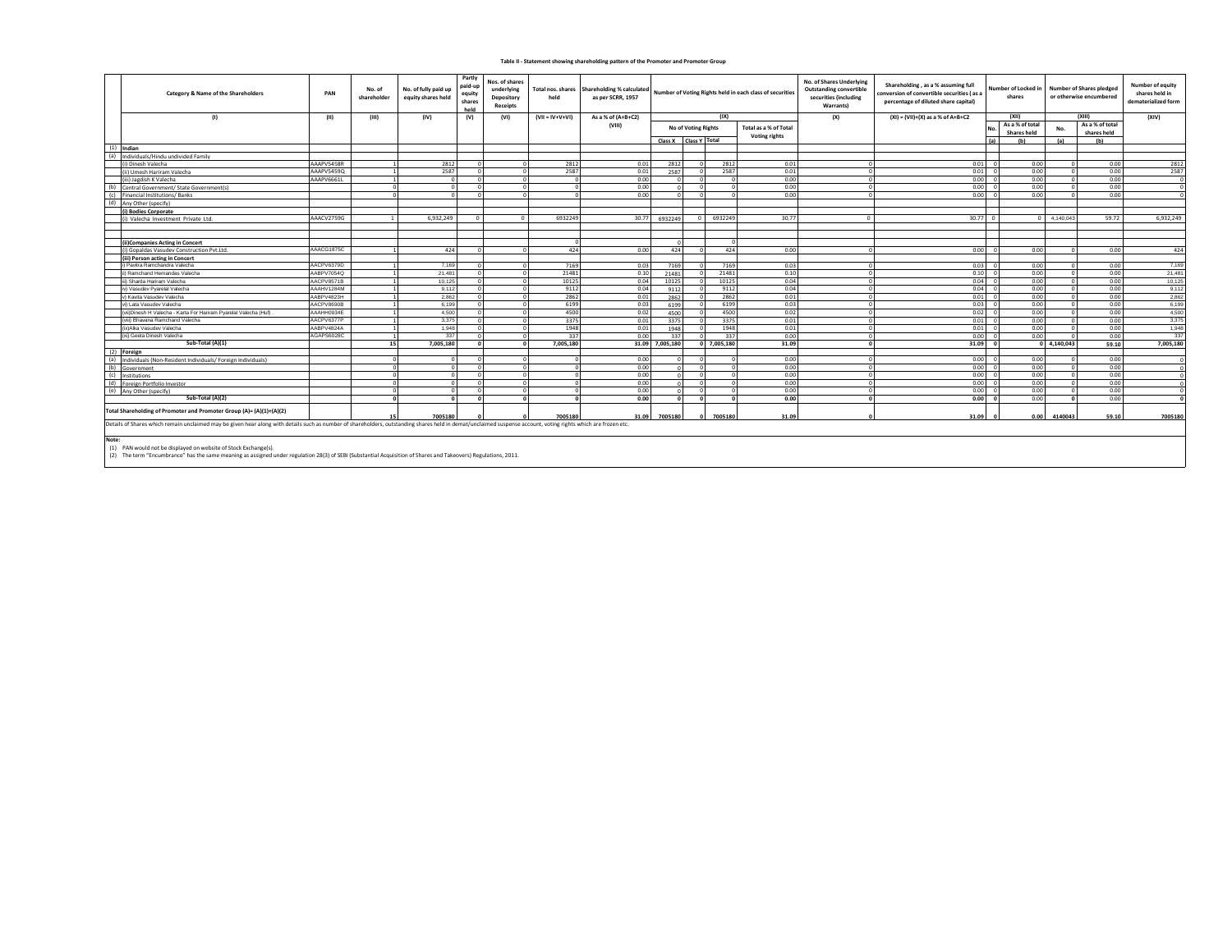**Table II - Statement showing shareholding pattern of the Promoter and Promoter Group**

| | Category & Name of the Shareholders | PAN | No. of shareholder | No. of fully paid up equity shares held | Partly paid-up equity shares held | Nos. of shares underlying Depository Receipts | Total nos. shares held | Shareholding % calculated as per SCRR, 1957 | Number of Voting Rights held in each class of securities | | | | No. of Shares Underlying Outstanding convertible securities (including Warrants) | Shareholding , as a % assuming full conversion of convertible securities ( as a percentage of diluted share capital) | Number of Locked in shares | | Number of Shares pledged or otherwise encumbered | | Number of equity shares held in dematerialized form |
|---|---|---|---|---|---|---|---|---|---|---|---|---|---|---|---|---|---|---|---|
| | (I) | (II) | (III) | (IV) | (V) | (VI) | (VII = IV+V+VI) | As a % of (A+B+C2) (VIII) | (IX) | | | | (X) | (XI) = (VII)+(X) as a % of A+B+C2 | (XII) | | (XIII) | | (XIV) |
| | | | | | | | | | No of Voting Rights | | | Total as a % of Total Voting rights | | | No. (a) | As a % of total Shares held (b) | No. (a) | As a % of total shares held (b) | |
| | | | | | | | | | Class X | Class Y | Total | | | | | | | | |
| (1) | **Indian** | | | | | | | | | | | | | | | | | | |
| (a) | Individuals/Hindu undivided Family | | | | | | | | | | | | | | | | | | |
| | (i) Dinesh Valecha | AAAPV5458R | 1 | 2812 | 0 | 0 | 2812 | 0.01 | 2812 | 0 | 2812 | 0.01 | 0 | 0.01 | 0 | 0.00 | 0 | 0.00 | 2812 |
| | (ii) Umesh Hariram Valecha | AAAPV5459Q | 1 | 2587 | 0 | 0 | 2587 | 0.01 | 2587 | 0 | 2587 | 0.01 | 0 | 0.01 | 0 | 0.00 | 0 | 0.00 | 2587 |
| | (iii) Jagdish K Valecha | AAAPV6661L | 1 | 0 | 0 | 0 | 0 | 0.00 | 0 | 0 | 0 | 0.00 | 0 | 0.00 | 0 | 0.00 | 0 | 0.00 | 0 |
| (b) | Central Government/ State Government(s) | | 0 | 0 | 0 | 0 | 0 | 0.00 | 0 | 0 | 0 | 0.00 | 0 | 0.00 | 0 | 0.00 | 0 | 0.00 | 0 |
| (c) | Financial Institutions/ Banks | | 0 | 0 | 0 | 0 | 0 | 0.00 | 0 | 0 | 0 | 0.00 | 0 | 0.00 | 0 | 0.00 | 0 | 0.00 | 0 |
| (d) | Any Other (specify) | | | | | | | | | | | | | | | | | | |
| | **(i) Bodies Corporate** | | | | | | | | | | | | | | | | | | |
| | (i) Valecha Investment Private Ltd. | AAACV2759G | 1 | 6,932,249 | 0 | 0 | 6932249 | 30.77 | 6932249 | 0 | 6932249 | 30.77 | 0 | 30.77 | 0 | 0 | 4,140,043 | 59.72 | 6,932,249 |
| | **(ii)Companies Acting in Concert** | | | | | | 0 | | 0 | | 0 | | | | | | | | |
| | (i) Gopaldas Vasudev Construction Pvt.Ltd. | AAACG1875C | 1 | 424 | 0 | 0 | 424 | 0.00 | 424 | 0 | 424 | 0.00 | 0 | 0.00 | 0 | 0.00 | 0 | 0.00 | 424 |
| | **(iii) Person acting in Concert** | | | | | | | | | | | | | | | | | | |
| | i) Pavitra Ramchandra Valecha | AACPV6379D | 1 | 7,169 | 0 | 0 | 7169 | 0.03 | 7169 | 0 | 7169 | 0.03 | 0 | 0.03 | 0 | 0.00 | 0 | 0.00 | 7,169 |
| | ii) Ramchand Hemandas Valecha | AABPV7054Q | 1 | 21,481 | 0 | 0 | 21481 | 0.10 | 21481 | 0 | 21481 | 0.10 | 0 | 0.10 | 0 | 0.00 | 0 | 0.00 | 21,481 |
| | iii) Sharda Hariram Valecha | AACPV8571B | 1 | 10,125 | 0 | 0 | 10125 | 0.04 | 10125 | 0 | 10125 | 0.04 | 0 | 0.04 | 0 | 0.00 | 0 | 0.00 | 10,125 |
| | iv) Vasudev Pyarelal Valecha | AAAHV1284M | 1 | 9,112 | 0 | 0 | 9112 | 0.04 | 9112 | 0 | 9112 | 0.04 | 0 | 0.04 | 0 | 0.00 | 0 | 0.00 | 9,112 |
| | v) Kavita Vasudev Valecha | AABPV4823H | 1 | 2,862 | 0 | 0 | 2862 | 0.01 | 2862 | 0 | 2862 | 0.01 | 0 | 0.01 | 0 | 0.00 | 0 | 0.00 | 2,862 |
| | vi) Lata Vasudev Valecha | AACPV8690B | 1 | 6,199 | 0 | 0 | 6199 | 0.03 | 6199 | 0 | 6199 | 0.03 | 0 | 0.03 | 0 | 0.00 | 0 | 0.00 | 6,199 |
| | (vii)Dinesh H Valecha - Karta For Hariram Pyarelal Valecha (Huf) | AAAHH0934E | 1 | 4,500 | 0 | 0 | 4500 | 0.02 | 4500 | 0 | 4500 | 0.02 | 0 | 0.02 | 0 | 0.00 | 0 | 0.00 | 4,500 |
| | (viii) Bhavana Ramchand Valecha | AACPV6377P | 1 | 3,375 | 0 | 0 | 3375 | 0.01 | 3375 | 0 | 3375 | 0.01 | 0 | 0.01 | 0 | 0.00 | 0 | 0.00 | 3,375 |
| | (ix)Alka Vasudev Valecha | AABPV4824A | 1 | 1,948 | 0 | 0 | 1948 | 0.01 | 1948 | 0 | 1948 | 0.01 | 0 | 0.01 | 0 | 0.00 | 0 | 0.00 | 1,948 |
| | (xi) Geeta Dinesh Valecha | AGAPS6028C | 1 | 337 | 0 | 0 | 337 | 0.00 | 337 | 0 | 337 | 0.00 | 0 | 0.00 | 0 | 0.00 | 0 | 0.00 | 337 |
| | **Sub-Total (A)(1)** | | **15** | **7,005,180** | **0** | **0** | **7,005,180** | **31.09** | **7,005,180** | **0** | **7,005,180** | **31.09** | **0** | **31.09** | **0** | **0** | **4,140,043** | **59.10** | **7,005,180** |
| (2) | **Foreign** | | | | | | | | | | | | | | | | | | |
| (a) | Individuals (Non-Resident Individuals/ Foreign Individuals) | | 0 | 0 | 0 | 0 | 0 | 0.00 | 0 | 0 | 0 | 0.00 | 0 | 0.00 | 0 | 0.00 | 0 | 0.00 | 0 |
| (b) | Government | | 0 | 0 | 0 | 0 | 0 | 0.00 | 0 | 0 | 0 | 0.00 | 0 | 0.00 | 0 | 0.00 | 0 | 0.00 | 0 |
| (c) | Institutions | | 0 | 0 | 0 | 0 | 0 | 0.00 | 0 | 0 | 0 | 0.00 | 0 | 0.00 | 0 | 0.00 | 0 | 0.00 | 0 |
| (d) | Foreign Portfolio Investor | | 0 | 0 | 0 | 0 | 0 | 0.00 | 0 | 0 | 0 | 0.00 | 0 | 0.00 | 0 | 0.00 | 0 | 0.00 | 0 |
| (e) | Any Other (specify) | | 0 | 0 | 0 | 0 | 0 | 0.00 | 0 | 0 | 0 | 0.00 | 0 | 0.00 | 0 | 0.00 | 0 | 0.00 | 0 |
| | **Sub-Total (A)(2)** | | **0** | **0** | **0** | **0** | **0** | **0.00** | **0** | **0** | **0** | **0.00** | **0** | **0.00** | **0** | 0.00 | **0** | 0.00 | **0** |
| | **Total Shareholding of Promoter and Promoter Group (A)= (A)(1)+(A)(2)** | | **15** | **7005180** | **0** | **0** | **7005180** | **31.09** | **7005180** | **0** | **7005180** | **31.09** | **0** | **31.09** | **0** | **0.00** | **4140043** | **59.10** | **7005180** |

Details of Shares which remain unclaimed may be given hear along with details such as number of shareholders, outstanding shares held in demat/unclaimed suspense account, voting rights which are frozen etc.

**Note:**

(1) PAN would not be displayed on website of Stock Exchange(s).

(2) The term "Encumbrance" has the same meaning as assigned under regulation 28(3) of SEBI (Substantial Acquisition of Shares and Takeovers) Regulations, 2011.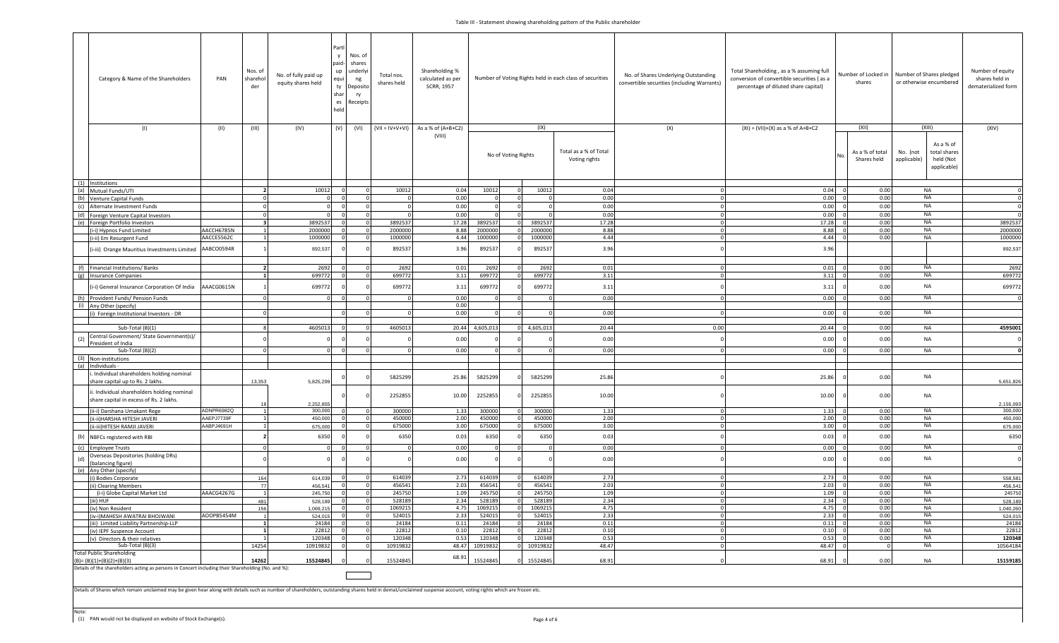## Table III - Statement showing shareholding pattern of the Public shareholder

| | Category & Name of the Shareholders | PAN | Nos. of shareholder | No. of fully paid up equity shares held | Partly paid-up equity shares held | Nos. of shares underlying Depository Receipts | Total nos. shares held | Shareholding % calculated as per SCRR, 1957 | Number of Voting Rights held in each class of securities | | | | No. of Shares Underlying Outstanding convertible securities (including Warrants) | Total Shareholding , as a % assuming full conversion of convertible securities ( as a percentage of diluted share capital) | Number of Locked in shares | | Number of Shares pledged or otherwise encumbered | | Number of equity shares held in dematerialized form |
|---|---|---|---|---|---|---|---|---|---|---|---|---|---|---|---|---|---|---|---|
| | (I) | (II) | (III) | (IV) | (V) | (VI) | (VII = IV+V+VI) | As a % of (A+B+C2) (VIII) | (IX) | | | | (X) | (XI) = (VII)+(X) as a % of A+B+C2 | (XII) | | (XIII) | | (XIV) |
| | | | | | | | | | No of Voting Rights | | | Total as a % of Total Voting rights | | | No. | As a % of total Shares held | No. (not applicable) | As a % of total shares held (Not applicable) | |
| (1) | Institutions | | | | | | | | | | | | | | | | | | |
| (a) | Mutual Funds/UTI | | 2 | 10012 | 0 | 0 | 10012 | 0.04 | 10012 | 0 | 10012 | 0.04 | 0 | 0.04 | 0 | 0.00 | NA | | 0 |
| (b) | Venture Capital Funds | | 0 | 0 | 0 | 0 | 0 | 0.00 | 0 | 0 | 0 | 0.00 | 0 | 0.00 | 0 | 0.00 | NA | | 0 |
| (c) | Alternate Investment Funds | | 0 | 0 | 0 | 0 | 0 | 0.00 | 0 | 0 | 0 | 0.00 | 0 | 0.00 | 0 | 0.00 | NA | | 0 |
| (d) | Foreign Venture Capital Investors | | 0 | 0 | 0 | 0 | 0 | 0.00 | 0 | 0 | 0 | 0.00 | 0 | 0.00 | 0 | 0.00 | NA | | 0 |
| (e) | Foreign Portfolio Investors | | 3 | 3892537 | 0 | 0 | 3892537 | 17.28 | 3892537 | 0 | 3892537 | 17.28 | 0 | 17.28 | 0 | 0.00 | NA | | 3892537 |
| | (i-i) Hypnos Fund Limited | AACCH6785N | 1 | 2000000 | 0 | 0 | 2000000 | 8.88 | 2000000 | 0 | 2000000 | 8.88 | 0 | 8.88 | 0 | 0.00 | NA | | 2000000 |
| | (i-ii) Em Resurgent Fund | AACCE5562C | 1 | 1000000 | 0 | 0 | 1000000 | 4.44 | 1000000 | 0 | 1000000 | 4.44 | 0 | 4.44 | 0 | 0.00 | NA | | 1000000 |
| | (i-iii) Orange Mauritius Investments Limited | AABCO0594R | 1 | 892,537 | 0 | 0 | 892537 | 3.96 | 892537 | 0 | 892537 | 3.96 | 0 | 3.96 | | | | | 892,537 |
| (f) | Financial Institutions/ Banks | | 2 | 2692 | 0 | 0 | 2692 | 0.01 | 2692 | 0 | 2692 | 0.01 | 0 | 0.01 | 0 | 0.00 | NA | | 2692 |
| (g) | Insurance Companies | | 1 | 699772 | 0 | 0 | 699772 | 3.11 | 699772 | 0 | 699772 | 3.11 | 0 | 3.11 | 0 | 0.00 | NA | | 699772 |
| | (i-i) General Insurance Corporation Of India | AAACG0615N | 1 | 699772 | 0 | 0 | 699772 | 3.11 | 699772 | 0 | 699772 | 3.11 | 0 | 3.11 | 0 | 0.00 | NA | | 699772 |
| (h) | Provident Funds/ Pension Funds | | 0 | 0 | 0 | 0 | 0 | 0.00 | 0 | 0 | 0 | 0.00 | 0 | 0.00 | 0 | 0.00 | NA | | 0 |
| (i) | Any Other (specify) | | | | | | | 0.00 | | | | | | | | | | | |
| | (i) Foreign Institutional Investors - DR | | 0 | | 0 | 0 | 0 | 0.00 | 0 | 0 | 0 | 0.00 | 0 | 0.00 | 0 | 0.00 | NA | | |
| | Sub-Total (B)(1) | | 8 | 4605013 | 0 | 0 | 4605013 | 20.44 | 4,605,013 | 0 | 4,605,013 | 20.44 | 0.00 | 20.44 | 0 | 0.00 | NA | | 4595001 |
| (2) | Central Government/ State Government(s)/ President of India | | 0 | 0 | 0 | 0 | 0 | 0.00 | 0 | 0 | 0 | 0.00 | 0 | 0.00 | 0 | 0.00 | NA | | 0 |
| | Sub-Total (B)(2) | | 0 | 0 | 0 | 0 | 0 | 0.00 | 0 | 0 | 0 | 0.00 | 0 | 0.00 | 0 | 0.00 | NA | | 0 |
| (3) | Non-institutions | | | | | | | | | | | | | | | | | | |
| (a) | Individuals - | | | | | | | | | | | | | | | | | | |
| | i. Individual shareholders holding nominal share capital up to Rs. 2 lakhs. | | 13,353 | 5,825,299 | 0 | 0 | 5825299 | 25.86 | 5825299 | 0 | 5825299 | 25.86 | 0 | 25.86 | 0 | 0.00 | NA | | 5,651,826 |
| | ii. Individual shareholders holding nominal share capital in excess of Rs. 2 lakhs. | | 18 | 2,252,855 | 0 | 0 | 2252855 | 10.00 | 2252855 | 0 | 2252855 | 10.00 | 0 | 10.00 | 0 | 0.00 | NA | | 2,155,093 |
| | (ii-i) Darshana Umakant Rege | ADNPR6982Q | 1 | 300,000 | 0 | 0 | 300000 | 1.33 | 300000 | 0 | 300000 | 1.33 | 0 | 1.33 | 0 | 0.00 | NA | | 300,000 |
| | (ii-ii)HARSHA HITESH JAVERI | AAEPJ7739F | 1 | 450,000 | 0 | 0 | 450000 | 2.00 | 450000 | 0 | 450000 | 2.00 | 0 | 2.00 | 0 | 0.00 | NA | | 450,000 |
| | (ii-iii)HITESH RAMJI JAVERI | AABPJ4691H | 1 | 675,000 | 0 | 0 | 675000 | 3.00 | 675000 | 0 | 675000 | 3.00 | 0 | 3.00 | 0 | 0.00 | NA | | 675,000 |
| (b) | NBFCs registered with RBI | | 2 | 6350 | 0 | 0 | 6350 | 0.03 | 6350 | 0 | 6350 | 0.03 | 0 | 0.03 | 0 | 0.00 | NA | | 6350 |
| (c) | Employee Trusts | | 0 | 0 | 0 | 0 | 0 | 0.00 | 0 | 0 | 0 | 0.00 | 0 | 0.00 | 0 | 0.00 | NA | | 0 |
| (d) | Overseas Depositories (holding DRs) (balancing figure) | | 0 | 0 | 0 | 0 | 0 | 0.00 | 0 | 0 | 0 | 0.00 | 0 | 0.00 | 0 | 0.00 | NA | | 0 |
| (e) | Any Other (specify) | | | | | | | | | | | | | | | | | | |
| | (i) Bodies Corporate | | 164 | 614,039 | 0 | 0 | 614039 | 2.73 | 614039 | 0 | 614039 | 2.73 | 0 | 2.73 | 0 | 0.00 | NA | | 558,581 |
| | (ii) Clearing Members | | 77 | 456,541 | 0 | 0 | 456541 | 2.03 | 456541 | 0 | 456541 | 2.03 | 0 | 2.03 | 0 | 0.00 | NA | | 456,541 |
| | (i-i) Globe Capital Market Ltd | AAACG4267G | 1 | 245,750 | 0 | 0 | 245750 | 1.09 | 245750 | 0 | 245750 | 1.09 | 0 | 1.09 | 0 | 0.00 | NA | | 245750 |
| | (iii) HUF | | 481 | 528,189 | 0 | 0 | 528189 | 2.34 | 528189 | 0 | 528189 | 2.34 | 0 | 2.34 | 0 | 0.00 | NA | | 528,189 |
| | (iv) Non Resident | | 156 | 1,069,215 | 0 | 0 | 1069215 | 4.75 | 1069215 | 0 | 1069215 | 4.75 | 0 | 4.75 | 0 | 0.00 | NA | | 1,040,260 |
| | (iv-i)MAHESH AWATRAI BHOJWANI | AOOPB5454M | 1 | 524,015 | 0 | 0 | 524015 | 2.33 | 524015 | 0 | 524015 | 2.33 | 0 | 2.33 | 0 | 0.00 | NA | | 524,015 |
| | (iii) Limited Liability Partnership-LLP | | 1 | 24184 | 0 | 0 | 24184 | 0.11 | 24184 | 0 | 24184 | 0.11 | 0 | 0.11 | 0 | 0.00 | NA | | 24184 |
| | (iv) IEPF Suspence Account | | 1 | 22812 | 0 | 0 | 22812 | 0.10 | 22812 | 0 | 22812 | 0.10 | 0 | 0.10 | 0 | 0.00 | NA | | 22812 |
| | (v) Directors & their relatives | | 1 | 120348 | 0 | 0 | 120348 | 0.53 | 120348 | 0 | 120348 | 0.53 | 0 | 0.53 | 0 | 0.00 | NA | | 120348 |
| | Sub-Total (B)(3) | | 14254 | 10919832 | 0 | 0 | 10919832 | 48.47 | 10919832 | 0 | 10919832 | 48.47 | 0 | 48.47 | 0 | 0 | NA | | 10564184 |
| | Total Public Shareholding (B)= (B)(1)+(B)(2)+(B)(3) | | 14262 | 15524845 | 0 | 0 | 15524845 | 68.91 | 15524845 | 0 | 15524845 | 68.91 | 0 | 68.91 | 0 | 0.00 | NA | | 15159185 |

Details of the shareholders acting as persons in Concert including their Shareholding (No. and %):

Details of Shares which remain unclaimed may be given hear along with details such as number of shareholders, outstanding shares held in demat/unclaimed suspense account, voting rights which are frozen etc.

Note:

(1) PAN would not be displayed on website of Stock Exchange(s).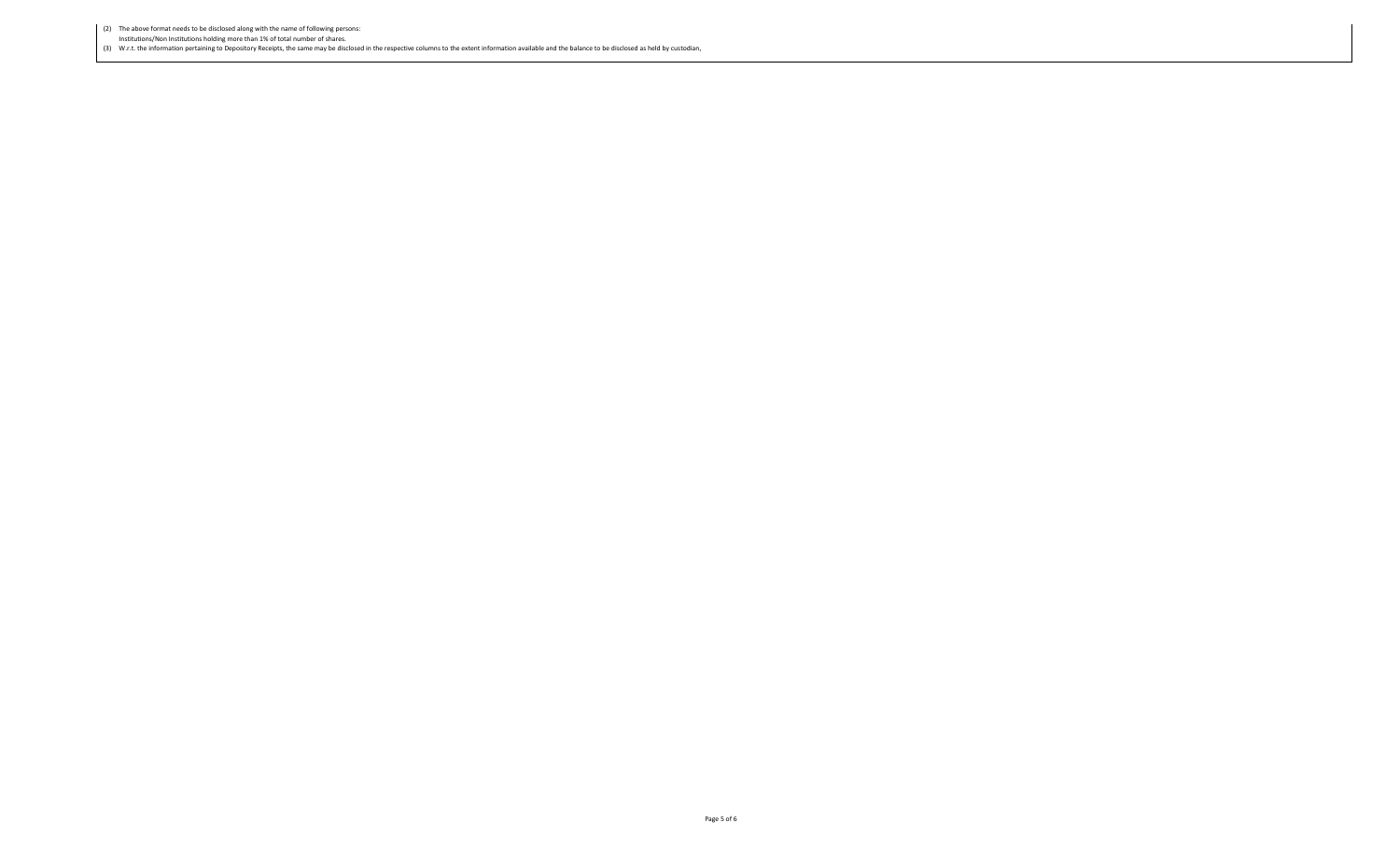(2) The above format needs to be disclosed along with the name of following persons:
Institutions/Non Institutions holding more than 1% of total number of shares.

(3) W.r.t. the information pertaining to Depository Receipts, the same may be disclosed in the respective columns to the extent information available and the balance to be disclosed as held by custodian,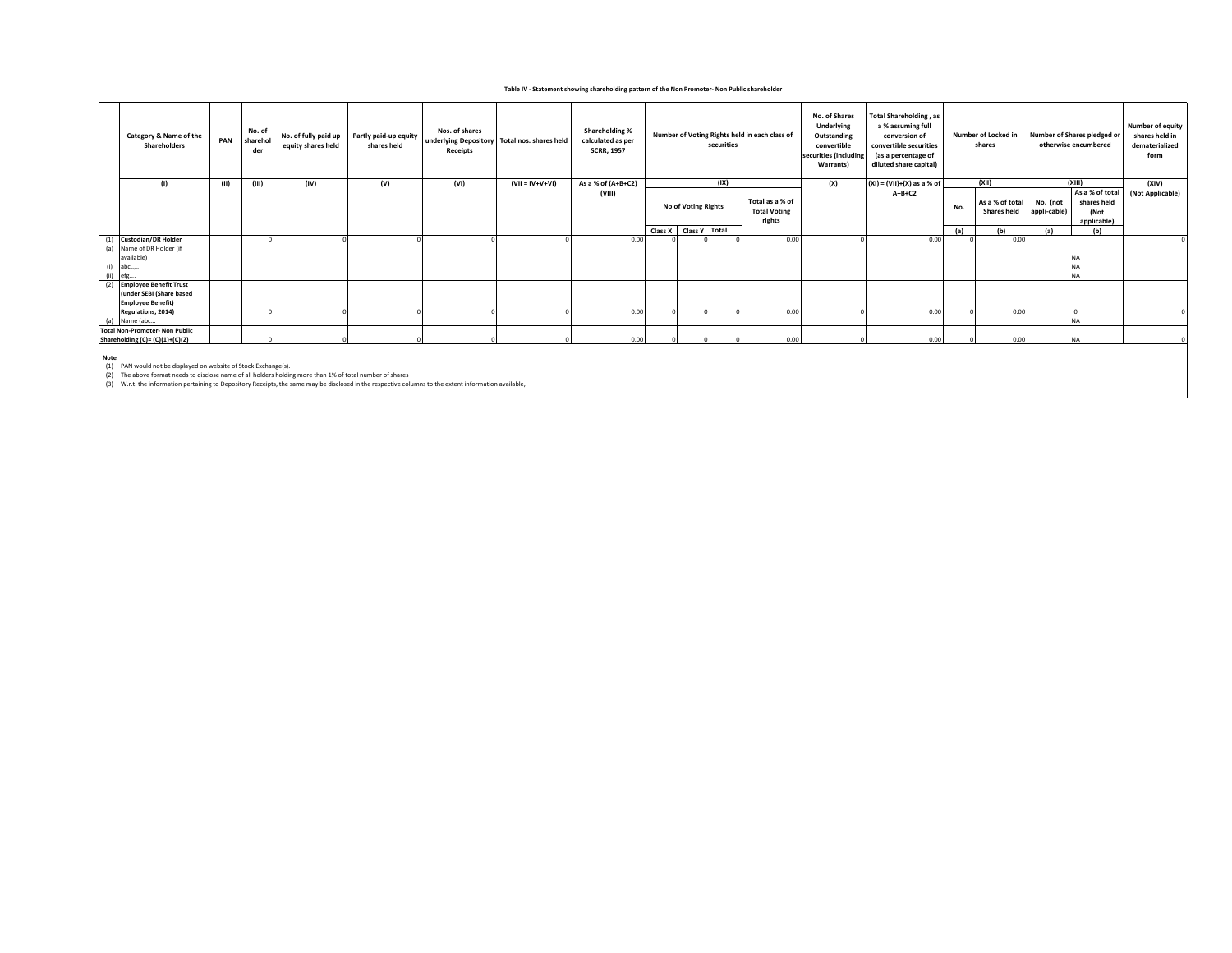Table IV - Statement showing shareholding pattern of the Non Promoter- Non Public shareholder

| | Category & Name of the Shareholders | PAN | No. of shareholder | No. of fully paid up equity shares held | Partly paid-up equity shares held | Nos. of shares underlying Depository Receipts | Total nos. shares held | Shareholding % calculated as per SCRR, 1957 | Number of Voting Rights held in each class of securities | | | | No. of Shares Underlying Outstanding convertible securities (including Warrants) | Total Shareholding , as a % assuming full conversion of convertible securities (as a percentage of diluted share capital) | Number of Locked in shares | | Number of Shares pledged or otherwise encumbered | | Number of equity shares held in dematerialized form |
|---|---|---|---|---|---|---|---|---|---|---|---|---|---|---|---|---|---|---|---|
| | (I) | (II) | (III) | (IV) | (V) | (VI) | (VII = IV+V+VI) | As a % of (A+B+C2) (VIII) | (IX) | | | | (X) | (XI) = (VII)+(X) as a % of A+B+C2 | (XII) | | (XIII) | | (XIV) (Not Applicable) |
| | | | | | | | | | No of Voting Rights | | | Total as a % of Total Voting rights | | | No. | As a % of total Shares held | No. (not appli-cable) | As a % of total shares held (Not applicable) | |
| | | | | | | | | | Class X | Class Y | Total | | | | (a) | (b) | (a) | (b) | |
| (1) | Custodian/DR Holder | | 0 | 0 | 0 | 0 | 0 | 0.00 | 0 | 0 | 0 | 0.00 | 0 | 0.00 | 0 | 0.00 | | | 0 |
| (a) | Name of DR Holder (if available) | | | | | | | | | | | | | | | | NA | | |
| (i) | abc,.,.. | | | | | | | | | | | | | | | | NA | | |
| (ii) | efg.... | | | | | | | | | | | | | | | | NA | | |
| (2) | Employee Benefit Trust (under SEBI (Share based Employee Benefit) Regulations, 2014) | | 0 | 0 | 0 | 0 | 0 | 0.00 | 0 | 0 | 0 | 0.00 | 0 | 0.00 | 0 | 0.00 | 0 | | 0 |
| (a) | Name (abc... | | | | | | | | | | | | | | | | NA | | |
| | Total Non-Promoter- Non Public Shareholding (C)= (C)(1)+(C)(2) | | 0 | 0 | 0 | 0 | 0 | 0.00 | 0 | 0 | 0 | 0.00 | 0 | 0.00 | 0 | 0.00 | NA | | 0 |

**Note**

(1) PAN would not be displayed on website of Stock Exchange(s).

(2) The above format needs to disclose name of all holders holding more than 1% of total number of shares

(3) W.r.t. the information pertaining to Depository Receipts, the same may be disclosed in the respective columns to the extent information available,